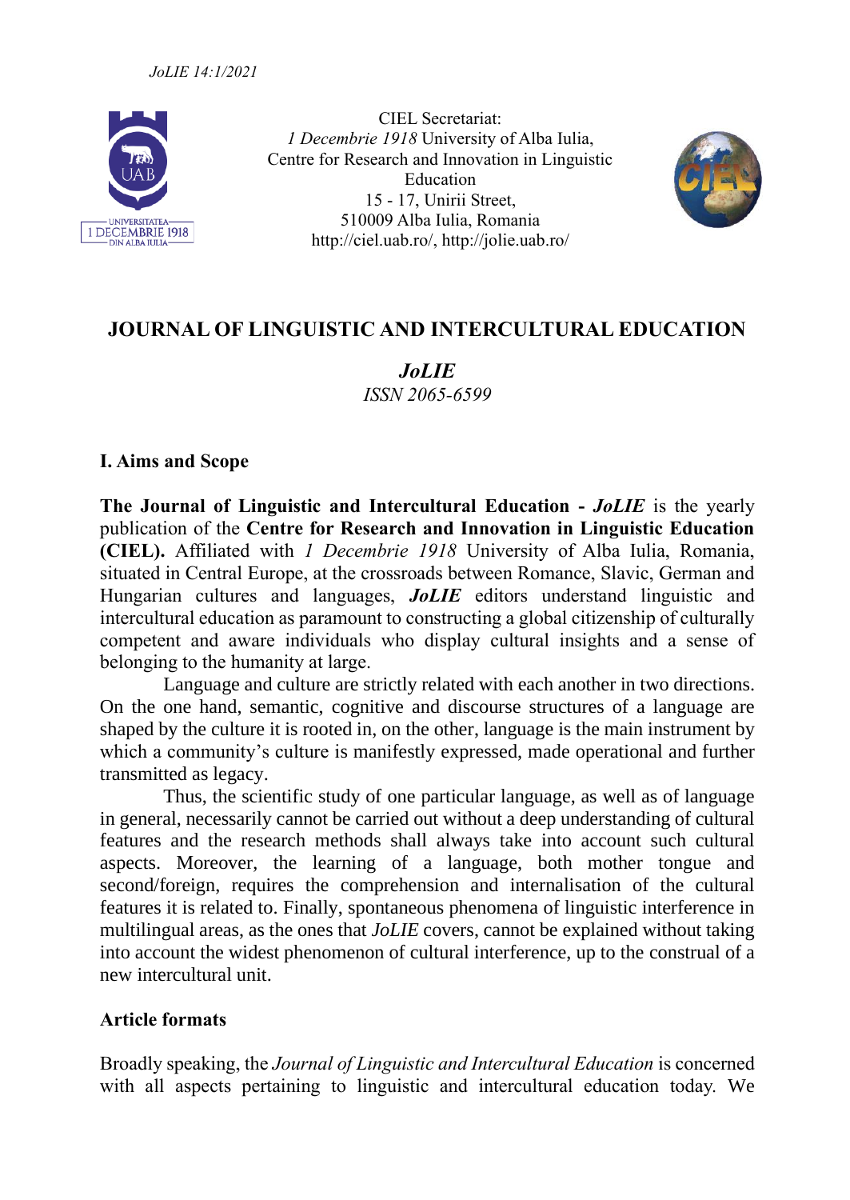CIEL Secretariat:
*1 Decembrie 1918* University of Alba Iulia,
Centre for Research and Innovation in Linguistic Education
15 - 17, Unirii Street,
510009 Alba Iulia, Romania
http://ciel.uab.ro/, http://jolie.uab.ro/

# JOURNAL OF LINGUISTIC AND INTERCULTURAL EDUCATION

***JoLIE***

*ISSN 2065-6599*

## I. Aims and Scope

**The Journal of Linguistic and Intercultural Education -** ***JoLIE*** is the yearly publication of the **Centre for Research and Innovation in Linguistic Education (CIEL).** Affiliated with *1 Decembrie 1918* University of Alba Iulia, Romania, situated in Central Europe, at the crossroads between Romance, Slavic, German and Hungarian cultures and languages, ***JoLIE*** editors understand linguistic and intercultural education as paramount to constructing a global citizenship of culturally competent and aware individuals who display cultural insights and a sense of belonging to the humanity at large.

Language and culture are strictly related with each another in two directions. On the one hand, semantic, cognitive and discourse structures of a language are shaped by the culture it is rooted in, on the other, language is the main instrument by which a community's culture is manifestly expressed, made operational and further transmitted as legacy.

Thus, the scientific study of one particular language, as well as of language in general, necessarily cannot be carried out without a deep understanding of cultural features and the research methods shall always take into account such cultural aspects. Moreover, the learning of a language, both mother tongue and second/foreign, requires the comprehension and internalisation of the cultural features it is related to. Finally, spontaneous phenomena of linguistic interference in multilingual areas, as the ones that *JoLIE* covers, cannot be explained without taking into account the widest phenomenon of cultural interference, up to the construal of a new intercultural unit.

### Article formats

Broadly speaking, the *Journal of Linguistic and Intercultural Education* is concerned with all aspects pertaining to linguistic and intercultural education today. We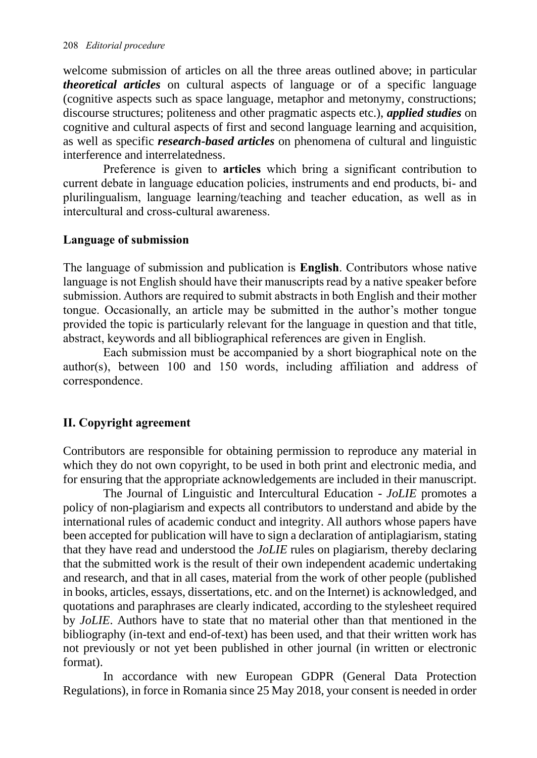welcome submission of articles on all the three areas outlined above; in particular ***theoretical articles*** on cultural aspects of language or of a specific language (cognitive aspects such as space language, metaphor and metonymy, constructions; discourse structures; politeness and other pragmatic aspects etc.), ***applied studies*** on cognitive and cultural aspects of first and second language learning and acquisition, as well as specific ***research-based articles*** on phenomena of cultural and linguistic interference and interrelatedness.

Preference is given to **articles** which bring a significant contribution to current debate in language education policies, instruments and end products, bi- and plurilingualism, language learning/teaching and teacher education, as well as in intercultural and cross-cultural awareness.

### Language of submission

The language of submission and publication is **English**. Contributors whose native language is not English should have their manuscripts read by a native speaker before submission. Authors are required to submit abstracts in both English and their mother tongue. Occasionally, an article may be submitted in the author's mother tongue provided the topic is particularly relevant for the language in question and that title, abstract, keywords and all bibliographical references are given in English.

Each submission must be accompanied by a short biographical note on the author(s), between 100 and 150 words, including affiliation and address of correspondence.

## II. Copyright agreement

Contributors are responsible for obtaining permission to reproduce any material in which they do not own copyright, to be used in both print and electronic media, and for ensuring that the appropriate acknowledgements are included in their manuscript.

The Journal of Linguistic and Intercultural Education - *JoLIE* promotes a policy of non-plagiarism and expects all contributors to understand and abide by the international rules of academic conduct and integrity. All authors whose papers have been accepted for publication will have to sign a declaration of antiplagiarism, stating that they have read and understood the *JoLIE* rules on plagiarism, thereby declaring that the submitted work is the result of their own independent academic undertaking and research, and that in all cases, material from the work of other people (published in books, articles, essays, dissertations, etc. and on the Internet) is acknowledged, and quotations and paraphrases are clearly indicated, according to the stylesheet required by *JoLIE*. Authors have to state that no material other than that mentioned in the bibliography (in-text and end-of-text) has been used, and that their written work has not previously or not yet been published in other journal (in written or electronic format).

In accordance with new European GDPR (General Data Protection Regulations), in force in Romania since 25 May 2018, your consent is needed in order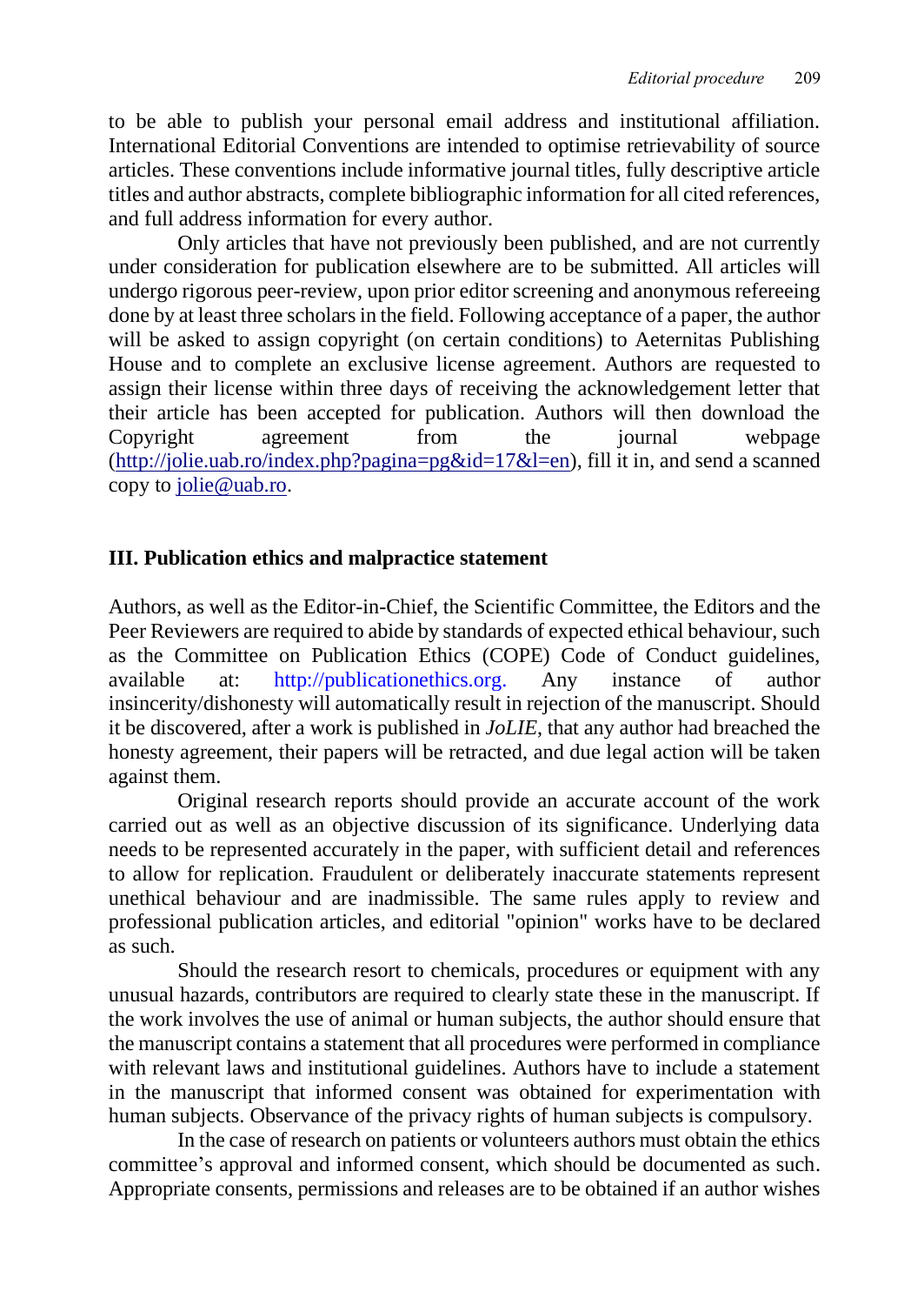to be able to publish your personal email address and institutional affiliation. International Editorial Conventions are intended to optimise retrievability of source articles. These conventions include informative journal titles, fully descriptive article titles and author abstracts, complete bibliographic information for all cited references, and full address information for every author.

Only articles that have not previously been published, and are not currently under consideration for publication elsewhere are to be submitted. All articles will undergo rigorous peer-review, upon prior editor screening and anonymous refereeing done by at least three scholars in the field. Following acceptance of a paper, the author will be asked to assign copyright (on certain conditions) to Aeternitas Publishing House and to complete an exclusive license agreement. Authors are requested to assign their license within three days of receiving the acknowledgement letter that their article has been accepted for publication. Authors will then download the Copyright agreement from the journal webpage (http://jolie.uab.ro/index.php?pagina=pg&id=17&l=en), fill it in, and send a scanned copy to jolie@uab.ro.

## III. Publication ethics and malpractice statement

Authors, as well as the Editor-in-Chief, the Scientific Committee, the Editors and the Peer Reviewers are required to abide by standards of expected ethical behaviour, such as the Committee on Publication Ethics (COPE) Code of Conduct guidelines, available at: http://publicationethics.org. Any instance of author insincerity/dishonesty will automatically result in rejection of the manuscript. Should it be discovered, after a work is published in *JoLIE*, that any author had breached the honesty agreement, their papers will be retracted, and due legal action will be taken against them.

Original research reports should provide an accurate account of the work carried out as well as an objective discussion of its significance. Underlying data needs to be represented accurately in the paper, with sufficient detail and references to allow for replication. Fraudulent or deliberately inaccurate statements represent unethical behaviour and are inadmissible. The same rules apply to review and professional publication articles, and editorial "opinion" works have to be declared as such.

Should the research resort to chemicals, procedures or equipment with any unusual hazards, contributors are required to clearly state these in the manuscript. If the work involves the use of animal or human subjects, the author should ensure that the manuscript contains a statement that all procedures were performed in compliance with relevant laws and institutional guidelines. Authors have to include a statement in the manuscript that informed consent was obtained for experimentation with human subjects. Observance of the privacy rights of human subjects is compulsory.

In the case of research on patients or volunteers authors must obtain the ethics committee's approval and informed consent, which should be documented as such. Appropriate consents, permissions and releases are to be obtained if an author wishes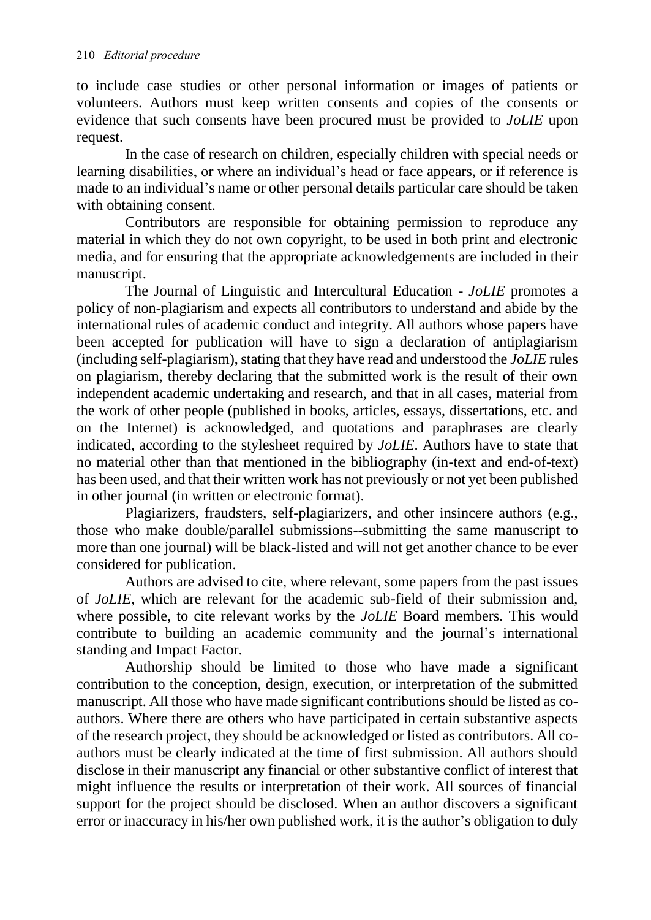to include case studies or other personal information or images of patients or volunteers. Authors must keep written consents and copies of the consents or evidence that such consents have been procured must be provided to *JoLIE* upon request.

In the case of research on children, especially children with special needs or learning disabilities, or where an individual's head or face appears, or if reference is made to an individual's name or other personal details particular care should be taken with obtaining consent.

Contributors are responsible for obtaining permission to reproduce any material in which they do not own copyright, to be used in both print and electronic media, and for ensuring that the appropriate acknowledgements are included in their manuscript.

The Journal of Linguistic and Intercultural Education - *JoLIE* promotes a policy of non-plagiarism and expects all contributors to understand and abide by the international rules of academic conduct and integrity. All authors whose papers have been accepted for publication will have to sign a declaration of antiplagiarism (including self-plagiarism), stating that they have read and understood the *JoLIE* rules on plagiarism, thereby declaring that the submitted work is the result of their own independent academic undertaking and research, and that in all cases, material from the work of other people (published in books, articles, essays, dissertations, etc. and on the Internet) is acknowledged, and quotations and paraphrases are clearly indicated, according to the stylesheet required by *JoLIE*. Authors have to state that no material other than that mentioned in the bibliography (in-text and end-of-text) has been used, and that their written work has not previously or not yet been published in other journal (in written or electronic format).

Plagiarizers, fraudsters, self-plagiarizers, and other insincere authors (e.g., those who make double/parallel submissions--submitting the same manuscript to more than one journal) will be black-listed and will not get another chance to be ever considered for publication.

Authors are advised to cite, where relevant, some papers from the past issues of *JoLIE*, which are relevant for the academic sub-field of their submission and, where possible, to cite relevant works by the *JoLIE* Board members. This would contribute to building an academic community and the journal's international standing and Impact Factor.

Authorship should be limited to those who have made a significant contribution to the conception, design, execution, or interpretation of the submitted manuscript. All those who have made significant contributions should be listed as co-authors. Where there are others who have participated in certain substantive aspects of the research project, they should be acknowledged or listed as contributors. All co-authors must be clearly indicated at the time of first submission. All authors should disclose in their manuscript any financial or other substantive conflict of interest that might influence the results or interpretation of their work. All sources of financial support for the project should be disclosed. When an author discovers a significant error or inaccuracy in his/her own published work, it is the author's obligation to duly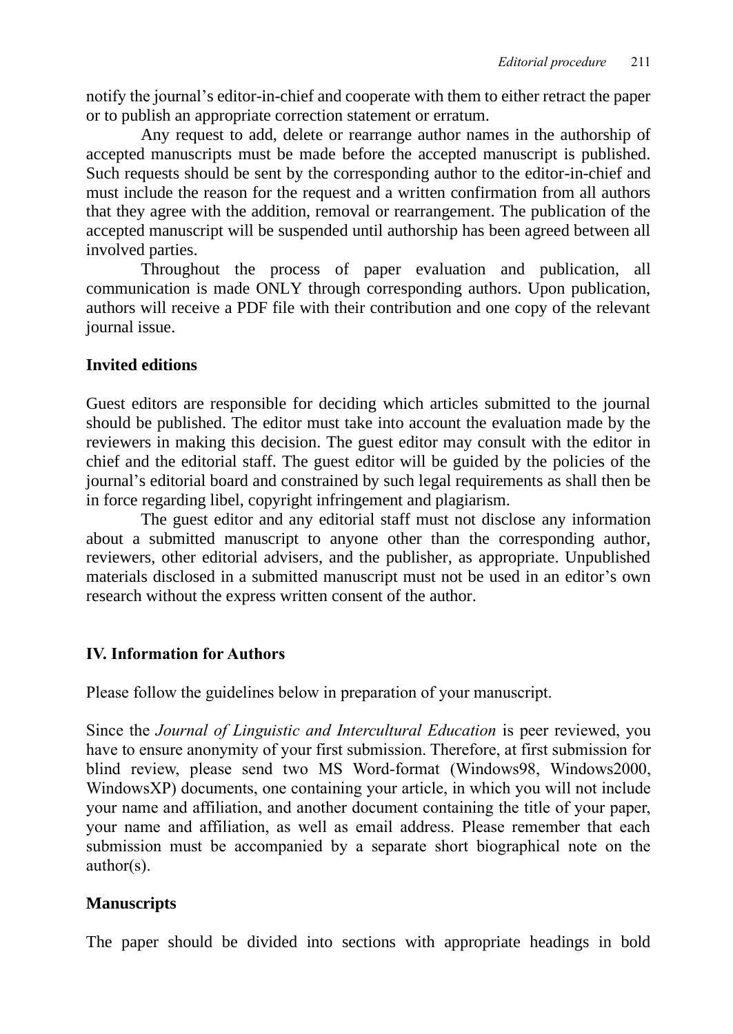notify the journal's editor-in-chief and cooperate with them to either retract the paper or to publish an appropriate correction statement or erratum.

Any request to add, delete or rearrange author names in the authorship of accepted manuscripts must be made before the accepted manuscript is published. Such requests should be sent by the corresponding author to the editor-in-chief and must include the reason for the request and a written confirmation from all authors that they agree with the addition, removal or rearrangement. The publication of the accepted manuscript will be suspended until authorship has been agreed between all involved parties.

Throughout the process of paper evaluation and publication, all communication is made ONLY through corresponding authors. Upon publication, authors will receive a PDF file with their contribution and one copy of the relevant journal issue.

### Invited editions

Guest editors are responsible for deciding which articles submitted to the journal should be published. The editor must take into account the evaluation made by the reviewers in making this decision. The guest editor may consult with the editor in chief and the editorial staff. The guest editor will be guided by the policies of the journal's editorial board and constrained by such legal requirements as shall then be in force regarding libel, copyright infringement and plagiarism.

The guest editor and any editorial staff must not disclose any information about a submitted manuscript to anyone other than the corresponding author, reviewers, other editorial advisers, and the publisher, as appropriate. Unpublished materials disclosed in a submitted manuscript must not be used in an editor's own research without the express written consent of the author.

## IV. Information for Authors

Please follow the guidelines below in preparation of your manuscript.

Since the *Journal of Linguistic and Intercultural Education* is peer reviewed, you have to ensure anonymity of your first submission. Therefore, at first submission for blind review, please send two MS Word-format (Windows98, Windows2000, WindowsXP) documents, one containing your article, in which you will not include your name and affiliation, and another document containing the title of your paper, your name and affiliation, as well as email address. Please remember that each submission must be accompanied by a separate short biographical note on the author(s).

### Manuscripts

The paper should be divided into sections with appropriate headings in bold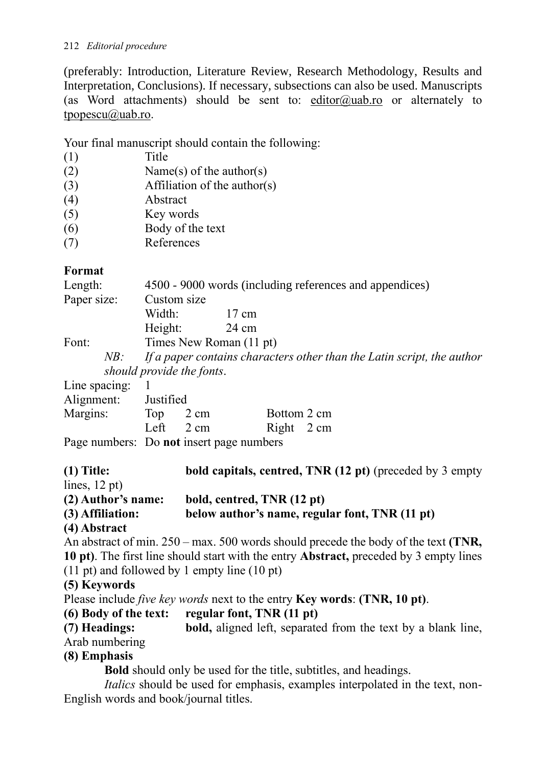(preferably: Introduction, Literature Review, Research Methodology, Results and Interpretation, Conclusions). If necessary, subsections can also be used. Manuscripts (as Word attachments) should be sent to: editor@uab.ro or alternately to tpopescu@uab.ro.

Your final manuscript should contain the following:

(1) Title
(2) Name(s) of the author(s)
(3) Affiliation of the author(s)
(4) Abstract
(5) Key words
(6) Body of the text
(7) References

**Format**

Length: 4500 - 9000 words (including references and appendices)
Paper size: Custom size
Width: 17 cm
Height: 24 cm
Font: Times New Roman (11 pt)

*NB: If a paper contains characters other than the Latin script, the author should provide the fonts.*

Line spacing: 1
Alignment: Justified
Margins: Top 2 cm Bottom 2 cm
Left 2 cm Right 2 cm
Page numbers: Do **not** insert page numbers

**(1) Title:** **bold capitals, centred, TNR (12 pt)** (preceded by 3 empty lines, 12 pt)
**(2) Author's name:** **bold, centred, TNR (12 pt)**
**(3) Affiliation:** **below author's name, regular font, TNR (11 pt)**

**(4) Abstract**

An abstract of min. 250 – max. 500 words should precede the body of the text **(TNR, 10 pt)**. The first line should start with the entry **Abstract,** preceded by 3 empty lines (11 pt) and followed by 1 empty line (10 pt)

**(5) Keywords**

Please include *five key words* next to the entry **Key words**: **(TNR, 10 pt)**.

**(6) Body of the text:** **regular font, TNR (11 pt)**
**(7) Headings:** **bold,** aligned left, separated from the text by a blank line, Arab numbering

**(8) Emphasis**

**Bold** should only be used for the title, subtitles, and headings.

*Italics* should be used for emphasis, examples interpolated in the text, non-English words and book/journal titles.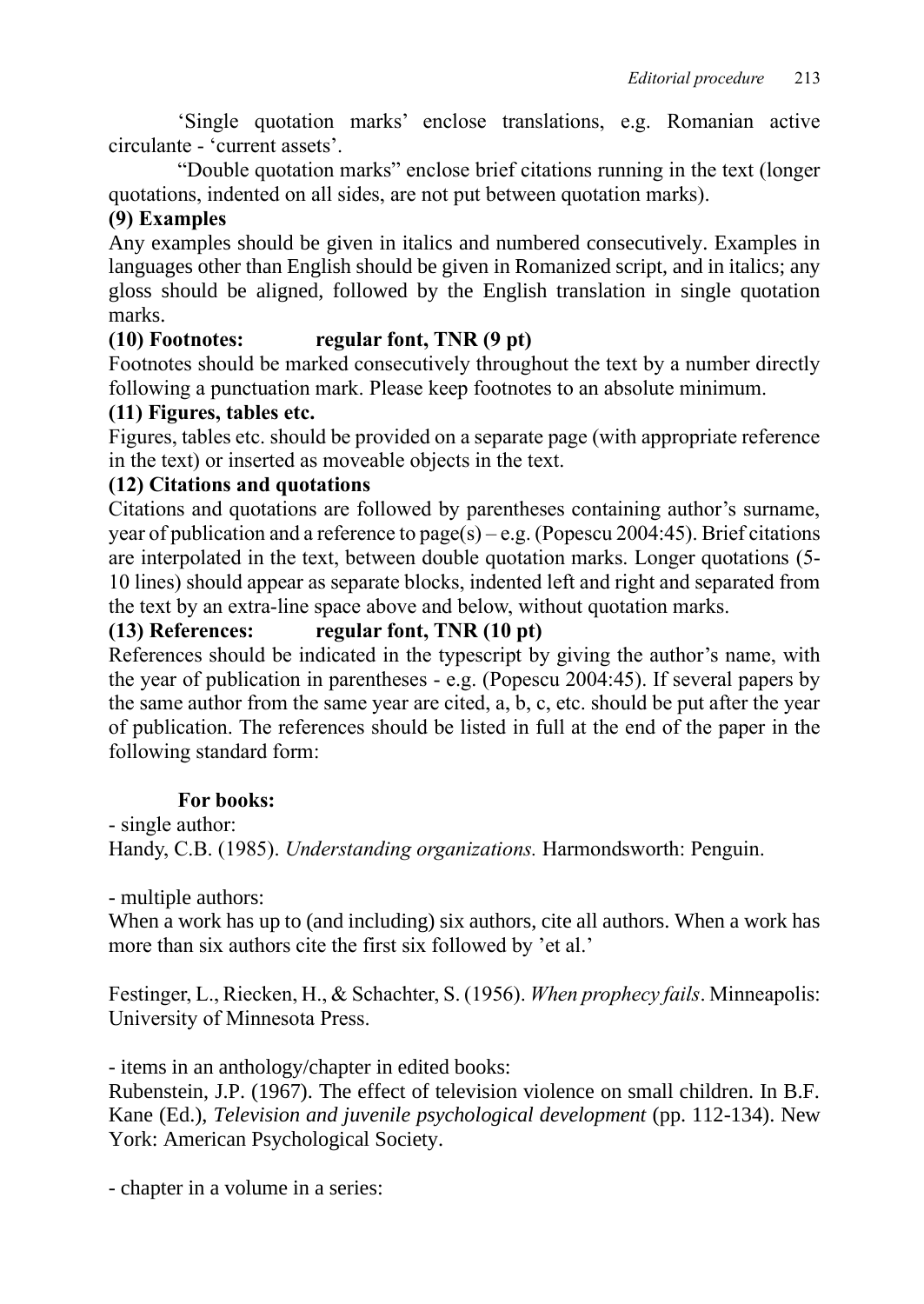'Single quotation marks' enclose translations, e.g. Romanian active circulante - 'current assets'.

"Double quotation marks" enclose brief citations running in the text (longer quotations, indented on all sides, are not put between quotation marks).

**(9) Examples**

Any examples should be given in italics and numbered consecutively. Examples in languages other than English should be given in Romanized script, and in italics; any gloss should be aligned, followed by the English translation in single quotation marks.

**(10) Footnotes: regular font, TNR (9 pt)**

Footnotes should be marked consecutively throughout the text by a number directly following a punctuation mark. Please keep footnotes to an absolute minimum.

**(11) Figures, tables etc.**

Figures, tables etc. should be provided on a separate page (with appropriate reference in the text) or inserted as moveable objects in the text.

**(12) Citations and quotations**

Citations and quotations are followed by parentheses containing author's surname, year of publication and a reference to page(s) – e.g. (Popescu 2004:45). Brief citations are interpolated in the text, between double quotation marks. Longer quotations (5-10 lines) should appear as separate blocks, indented left and right and separated from the text by an extra-line space above and below, without quotation marks.

**(13) References: regular font, TNR (10 pt)**

References should be indicated in the typescript by giving the author's name, with the year of publication in parentheses - e.g. (Popescu 2004:45). If several papers by the same author from the same year are cited, a, b, c, etc. should be put after the year of publication. The references should be listed in full at the end of the paper in the following standard form:

**For books:**

- single author:

Handy, C.B. (1985). *Understanding organizations.* Harmondsworth: Penguin.

- multiple authors:

When a work has up to (and including) six authors, cite all authors. When a work has more than six authors cite the first six followed by 'et al.'

Festinger, L., Riecken, H., & Schachter, S. (1956). *When prophecy fails*. Minneapolis: University of Minnesota Press.

- items in an anthology/chapter in edited books:

Rubenstein, J.P. (1967). The effect of television violence on small children. In B.F. Kane (Ed.), *Television and juvenile psychological development* (pp. 112-134). New York: American Psychological Society.

- chapter in a volume in a series: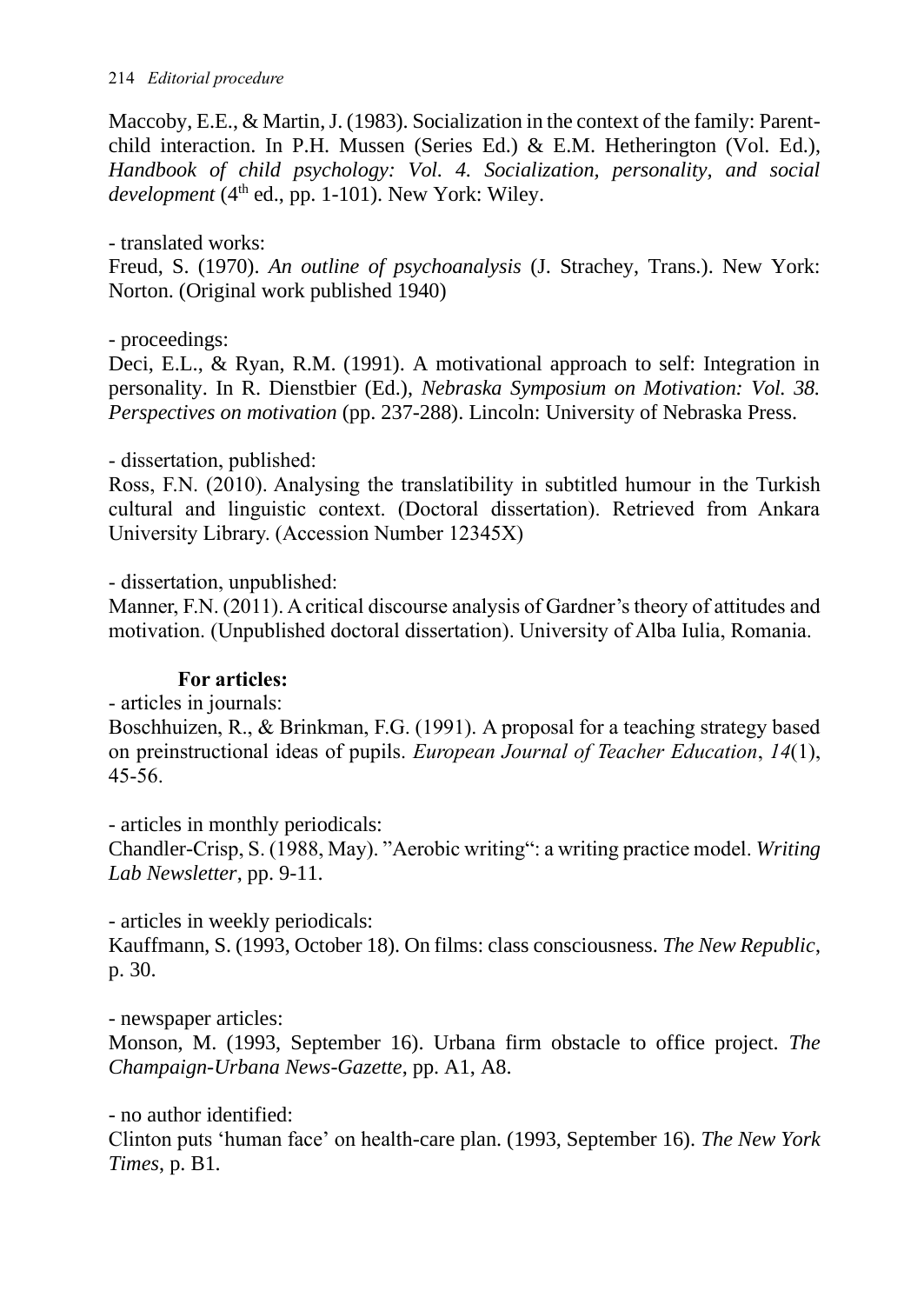Maccoby, E.E., & Martin, J. (1983). Socialization in the context of the family: Parent-child interaction. In P.H. Mussen (Series Ed.) & E.M. Hetherington (Vol. Ed.), *Handbook of child psychology: Vol. 4. Socialization, personality, and social development* (4th ed., pp. 1-101). New York: Wiley.

- translated works:

Freud, S. (1970). *An outline of psychoanalysis* (J. Strachey, Trans.). New York: Norton. (Original work published 1940)

- proceedings:

Deci, E.L., & Ryan, R.M. (1991). A motivational approach to self: Integration in personality. In R. Dienstbier (Ed.), *Nebraska Symposium on Motivation: Vol. 38. Perspectives on motivation* (pp. 237-288). Lincoln: University of Nebraska Press.

- dissertation, published:

Ross, F.N. (2010). Analysing the translatibility in subtitled humour in the Turkish cultural and linguistic context. (Doctoral dissertation). Retrieved from Ankara University Library. (Accession Number 12345X)

- dissertation, unpublished:

Manner, F.N. (2011). A critical discourse analysis of Gardner's theory of attitudes and motivation. (Unpublished doctoral dissertation). University of Alba Iulia, Romania.

**For articles:**

- articles in journals:

Boschhuizen, R., & Brinkman, F.G. (1991). A proposal for a teaching strategy based on preinstructional ideas of pupils. *European Journal of Teacher Education*, *14*(1), 45-56.

- articles in monthly periodicals:

Chandler-Crisp, S. (1988, May). "Aerobic writing": a writing practice model. *Writing Lab Newsletter*, pp. 9-11.

- articles in weekly periodicals:

Kauffmann, S. (1993, October 18). On films: class consciousness. *The New Republic*, p. 30.

- newspaper articles:

Monson, M. (1993, September 16). Urbana firm obstacle to office project. *The Champaign-Urbana News-Gazette*, pp. A1, A8.

- no author identified:

Clinton puts 'human face' on health-care plan. (1993, September 16). *The New York Times*, p. B1.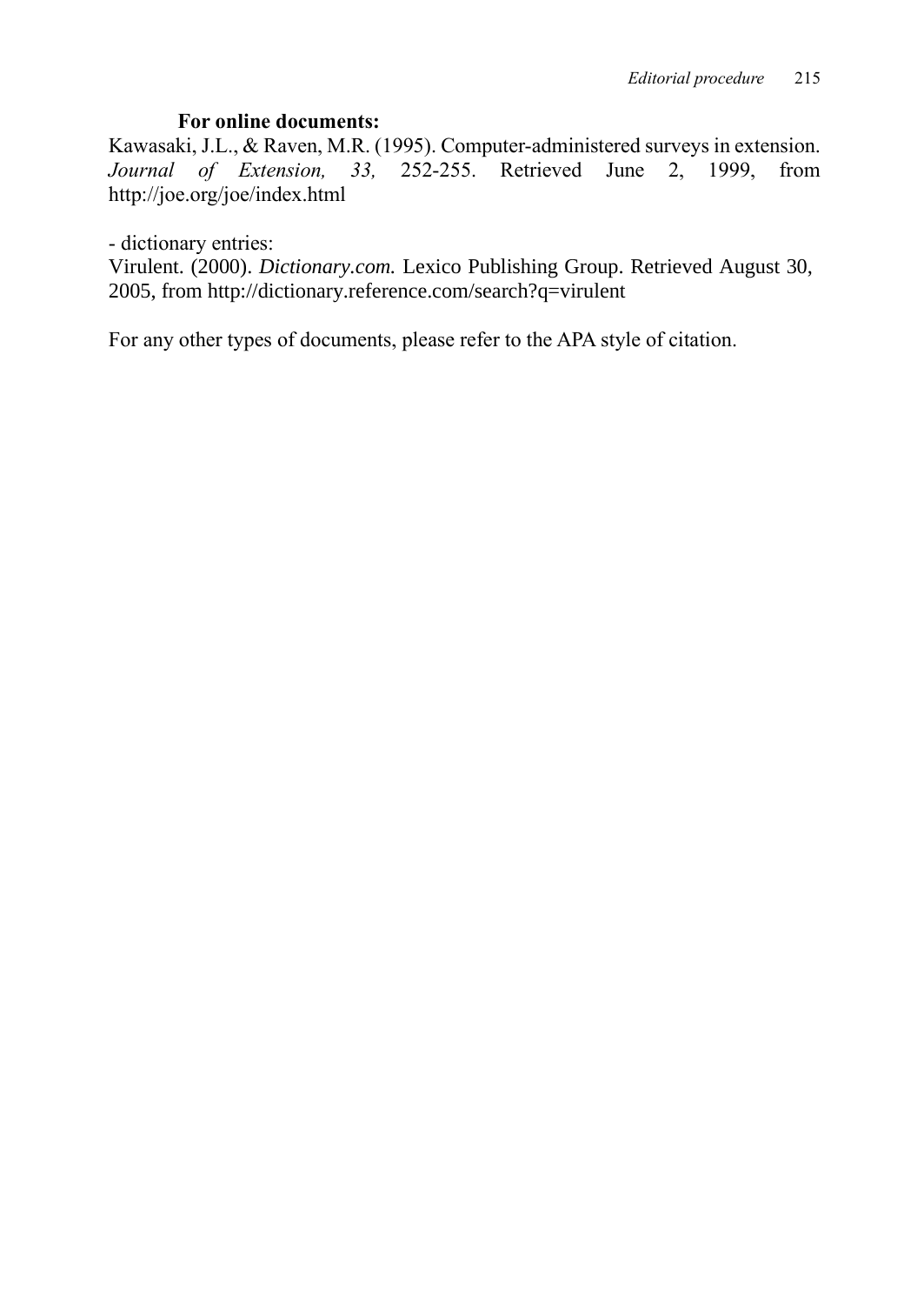**For online documents:**

Kawasaki, J.L., & Raven, M.R. (1995). Computer-administered surveys in extension. *Journal of Extension, 33,* 252-255. Retrieved June 2, 1999, from http://joe.org/joe/index.html

- dictionary entries:

Virulent. (2000). *Dictionary.com.* Lexico Publishing Group. Retrieved August 30, 2005, from http://dictionary.reference.com/search?q=virulent

For any other types of documents, please refer to the APA style of citation.